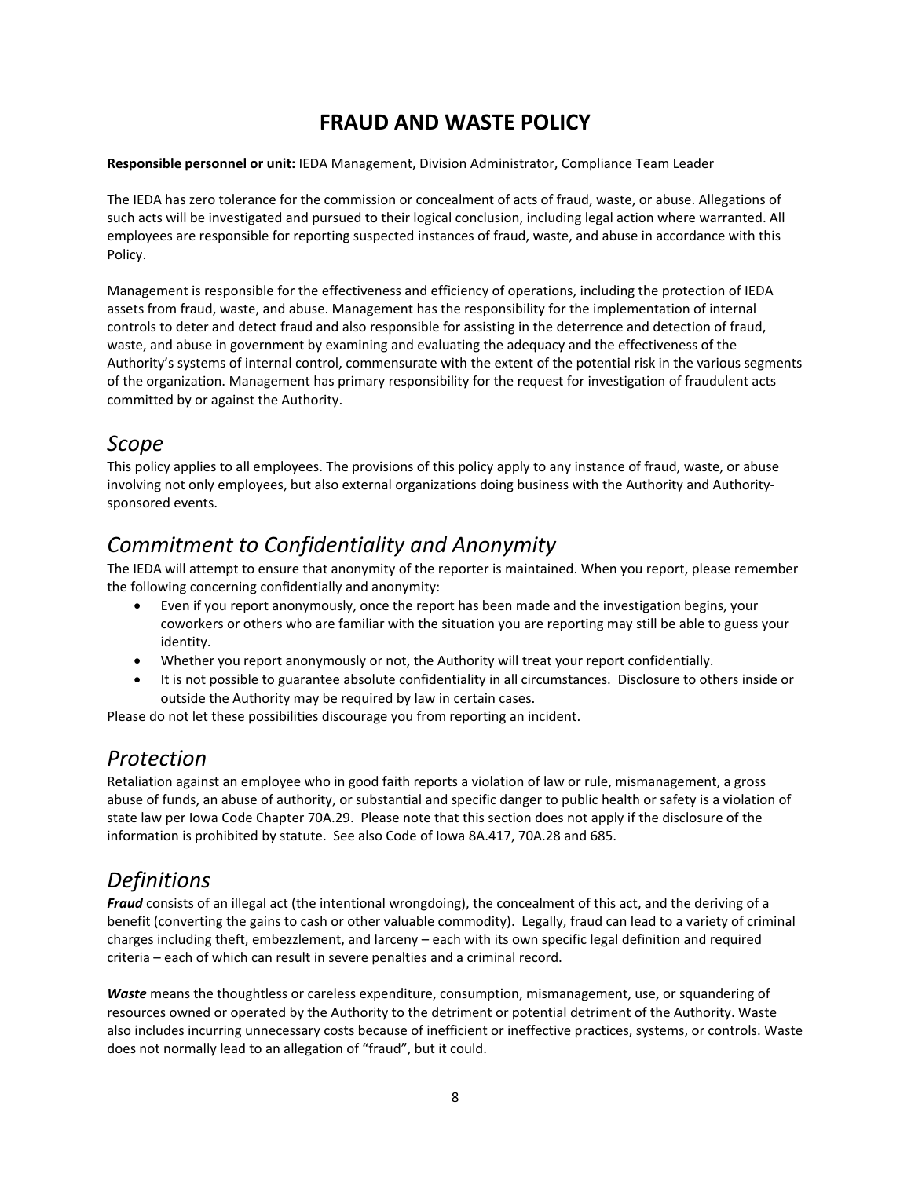# FRAUD AND WASTE POLICY

**Responsible personnel or unit:** IEDA Management, Division Administrator, Compliance Team Leader

The IEDA has zero tolerance for the commission or concealment of acts of fraud, waste, or abuse. Allegations of such acts will be investigated and pursued to their logical conclusion, including legal action where warranted. All employees are responsible for reporting suspected instances of fraud, waste, and abuse in accordance with this Policy.

Management is responsible for the effectiveness and efficiency of operations, including the protection of IEDA assets from fraud, waste, and abuse. Management has the responsibility for the implementation of internal controls to deter and detect fraud and also responsible for assisting in the deterrence and detection of fraud, waste, and abuse in government by examining and evaluating the adequacy and the effectiveness of the Authority's systems of internal control, commensurate with the extent of the potential risk in the various segments of the organization. Management has primary responsibility for the request for investigation of fraudulent acts committed by or against the Authority.

## *Scope*

This policy applies to all employees. The provisions of this policy apply to any instance of fraud, waste, or abuse involving not only employees, but also external organizations doing business with the Authority and Authority-sponsored events.

## *Commitment to Confidentiality and Anonymity*

The IEDA will attempt to ensure that anonymity of the reporter is maintained. When you report, please remember the following concerning confidentially and anonymity:

- Even if you report anonymously, once the report has been made and the investigation begins, your coworkers or others who are familiar with the situation you are reporting may still be able to guess your identity.
- Whether you report anonymously or not, the Authority will treat your report confidentially.
- It is not possible to guarantee absolute confidentiality in all circumstances. Disclosure to others inside or outside the Authority may be required by law in certain cases.

Please do not let these possibilities discourage you from reporting an incident.

## *Protection*

Retaliation against an employee who in good faith reports a violation of law or rule, mismanagement, a gross abuse of funds, an abuse of authority, or substantial and specific danger to public health or safety is a violation of state law per Iowa Code Chapter 70A.29. Please note that this section does not apply if the disclosure of the information is prohibited by statute. See also Code of Iowa 8A.417, 70A.28 and 685.

## *Definitions*

***Fraud*** consists of an illegal act (the intentional wrongdoing), the concealment of this act, and the deriving of a benefit (converting the gains to cash or other valuable commodity). Legally, fraud can lead to a variety of criminal charges including theft, embezzlement, and larceny – each with its own specific legal definition and required criteria – each of which can result in severe penalties and a criminal record.

***Waste*** means the thoughtless or careless expenditure, consumption, mismanagement, use, or squandering of resources owned or operated by the Authority to the detriment or potential detriment of the Authority. Waste also includes incurring unnecessary costs because of inefficient or ineffective practices, systems, or controls. Waste does not normally lead to an allegation of "fraud", but it could.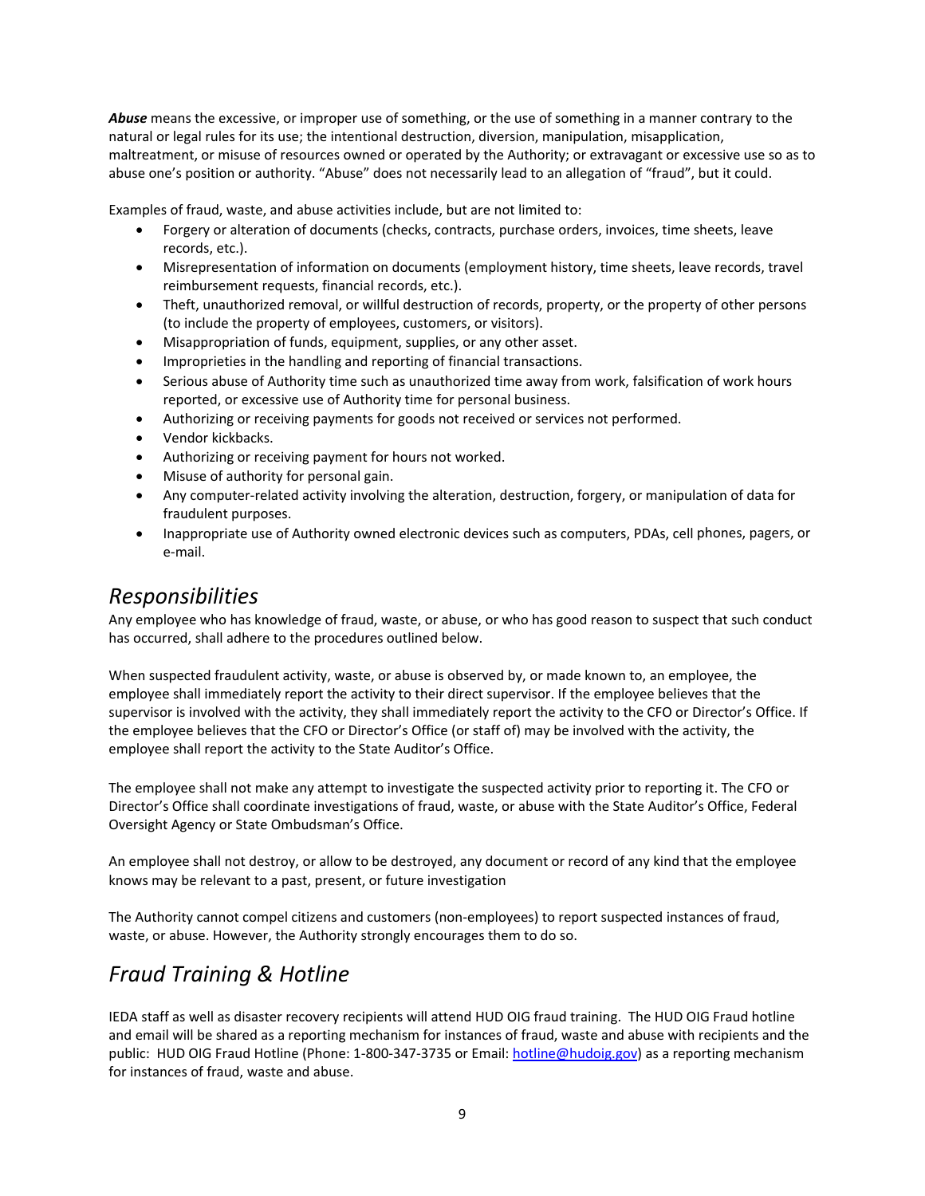***Abuse*** means the excessive, or improper use of something, or the use of something in a manner contrary to the natural or legal rules for its use; the intentional destruction, diversion, manipulation, misapplication, maltreatment, or misuse of resources owned or operated by the Authority; or extravagant or excessive use so as to abuse one's position or authority. "Abuse" does not necessarily lead to an allegation of "fraud", but it could.

Examples of fraud, waste, and abuse activities include, but are not limited to:

- Forgery or alteration of documents (checks, contracts, purchase orders, invoices, time sheets, leave records, etc.).
- Misrepresentation of information on documents (employment history, time sheets, leave records, travel reimbursement requests, financial records, etc.).
- Theft, unauthorized removal, or willful destruction of records, property, or the property of other persons (to include the property of employees, customers, or visitors).
- Misappropriation of funds, equipment, supplies, or any other asset.
- Improprieties in the handling and reporting of financial transactions.
- Serious abuse of Authority time such as unauthorized time away from work, falsification of work hours reported, or excessive use of Authority time for personal business.
- Authorizing or receiving payments for goods not received or services not performed.
- Vendor kickbacks.
- Authorizing or receiving payment for hours not worked.
- Misuse of authority for personal gain.
- Any computer-related activity involving the alteration, destruction, forgery, or manipulation of data for fraudulent purposes.
- Inappropriate use of Authority owned electronic devices such as computers, PDAs, cell phones, pagers, or e-mail.

## *Responsibilities*

Any employee who has knowledge of fraud, waste, or abuse, or who has good reason to suspect that such conduct has occurred, shall adhere to the procedures outlined below.

When suspected fraudulent activity, waste, or abuse is observed by, or made known to, an employee, the employee shall immediately report the activity to their direct supervisor. If the employee believes that the supervisor is involved with the activity, they shall immediately report the activity to the CFO or Director's Office. If the employee believes that the CFO or Director's Office (or staff of) may be involved with the activity, the employee shall report the activity to the State Auditor's Office.

The employee shall not make any attempt to investigate the suspected activity prior to reporting it. The CFO or Director's Office shall coordinate investigations of fraud, waste, or abuse with the State Auditor's Office, Federal Oversight Agency or State Ombudsman's Office.

An employee shall not destroy, or allow to be destroyed, any document or record of any kind that the employee knows may be relevant to a past, present, or future investigation

The Authority cannot compel citizens and customers (non-employees) to report suspected instances of fraud, waste, or abuse. However, the Authority strongly encourages them to do so.

## *Fraud Training & Hotline*

IEDA staff as well as disaster recovery recipients will attend HUD OIG fraud training. The HUD OIG Fraud hotline and email will be shared as a reporting mechanism for instances of fraud, waste and abuse with recipients and the public: HUD OIG Fraud Hotline (Phone: 1-800-347-3735 or Email: [hotline@hudoig.gov](mailto:hotline@hudoig.gov)) as a reporting mechanism for instances of fraud, waste and abuse.